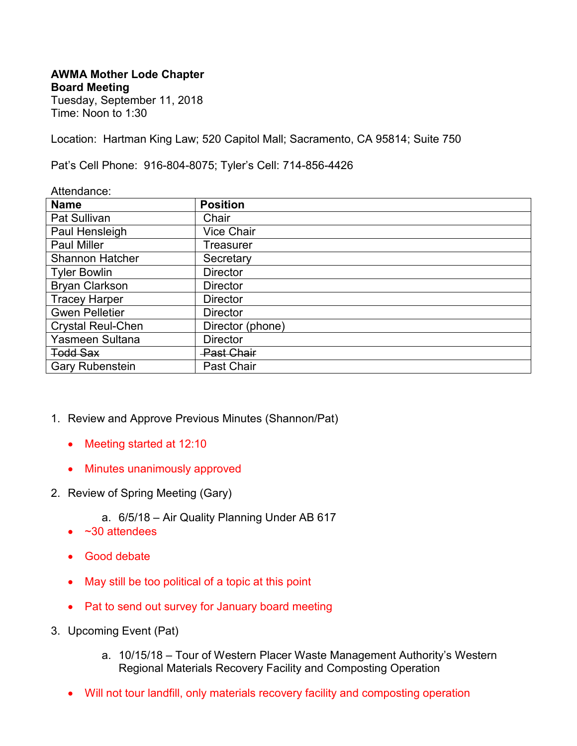**AWMA Mother Lode Chapter**
**Board Meeting**
Tuesday, September 11, 2018
Time: Noon to 1:30

Location: Hartman King Law; 520 Capitol Mall; Sacramento, CA 95814; Suite 750

Pat's Cell Phone: 916-804-8075; Tyler's Cell: 714-856-4426

Attendance:

| Name | Position |
|---|---|
| Pat Sullivan | Chair |
| Paul Hensleigh | Vice Chair |
| Paul Miller | Treasurer |
| Shannon Hatcher | Secretary |
| Tyler Bowlin | Director |
| Bryan Clarkson | Director |
| Tracey Harper | Director |
| Gwen Pelletier | Director |
| Crystal Reul-Chen | Director (phone) |
| Yasmeen Sultana | Director |
| ~~Todd Sax~~ | ~~Past Chair~~ |
| Gary Rubenstein | Past Chair |

1. Review and Approve Previous Minutes (Shannon/Pat)
   - Meeting started at 12:10
   - Minutes unanimously approved
2. Review of Spring Meeting (Gary)
   a. 6/5/18 – Air Quality Planning Under AB 617
   - ~30 attendees
   - Good debate
   - May still be too political of a topic at this point
   - Pat to send out survey for January board meeting
3. Upcoming Event (Pat)
   a. 10/15/18 – Tour of Western Placer Waste Management Authority's Western Regional Materials Recovery Facility and Composting Operation
   - Will not tour landfill, only materials recovery facility and composting operation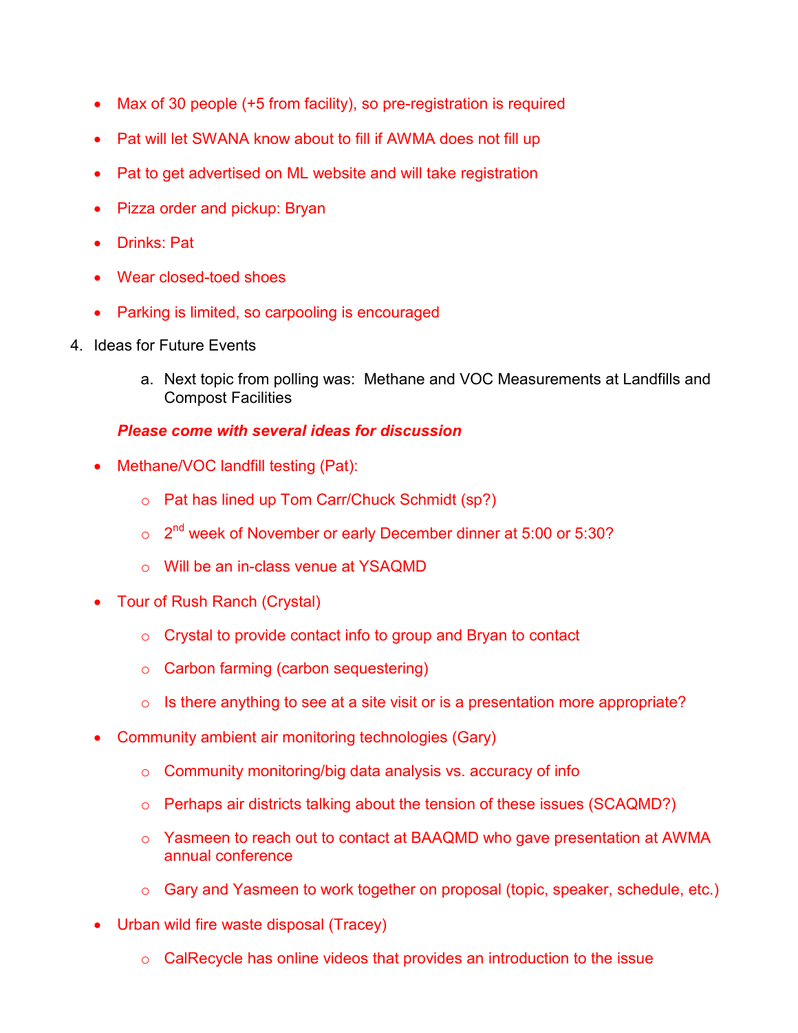- Max of 30 people (+5 from facility), so pre-registration is required
- Pat will let SWANA know about to fill if AWMA does not fill up
- Pat to get advertised on ML website and will take registration
- Pizza order and pickup: Bryan
- Drinks: Pat
- Wear closed-toed shoes
- Parking is limited, so carpooling is encouraged

4. Ideas for Future Events

    a. Next topic from polling was: Methane and VOC Measurements at Landfills and Compost Facilities

    ***Please come with several ideas for discussion***

- Methane/VOC landfill testing (Pat):
    - Pat has lined up Tom Carr/Chuck Schmidt (sp?)
    - 2nd week of November or early December dinner at 5:00 or 5:30?
    - Will be an in-class venue at YSAQMD
- Tour of Rush Ranch (Crystal)
    - Crystal to provide contact info to group and Bryan to contact
    - Carbon farming (carbon sequestering)
    - Is there anything to see at a site visit or is a presentation more appropriate?
- Community ambient air monitoring technologies (Gary)
    - Community monitoring/big data analysis vs. accuracy of info
    - Perhaps air districts talking about the tension of these issues (SCAQMD?)
    - Yasmeen to reach out to contact at BAAQMD who gave presentation at AWMA annual conference
    - Gary and Yasmeen to work together on proposal (topic, speaker, schedule, etc.)
- Urban wild fire waste disposal (Tracey)
    - CalRecycle has online videos that provides an introduction to the issue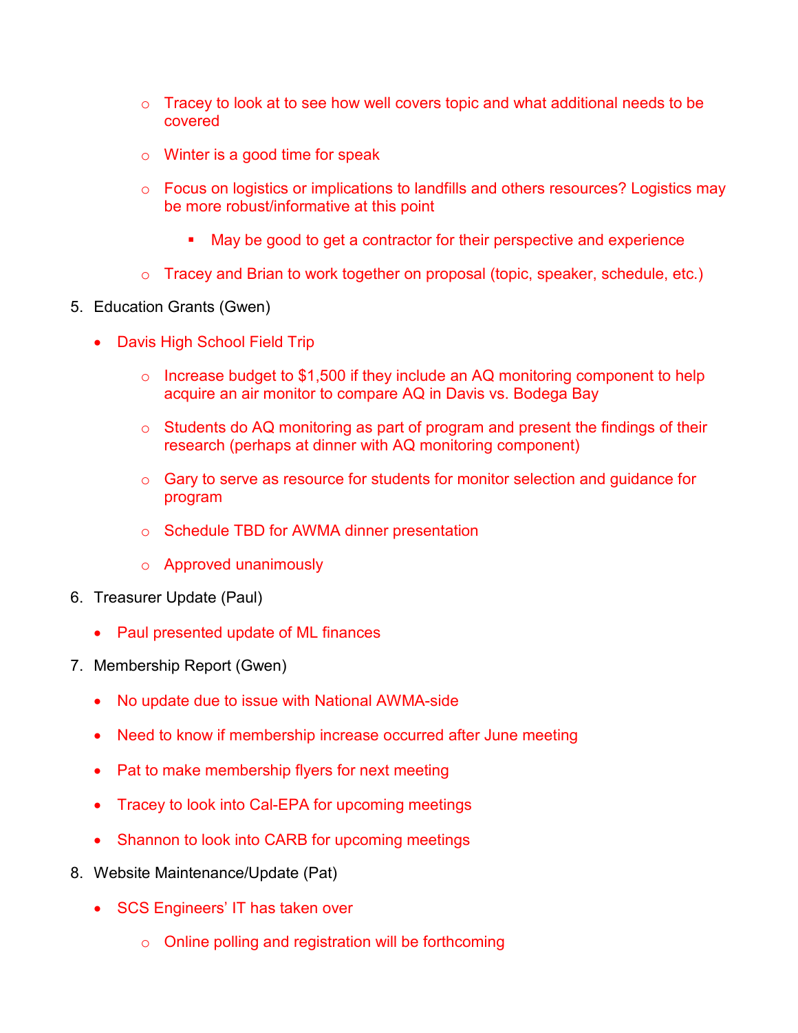- Tracey to look at to see how well covers topic and what additional needs to be covered
    - Winter is a good time for speak
    - Focus on logistics or implications to landfills and others resources? Logistics may be more robust/informative at this point
        - May be good to get a contractor for their perspective and experience
    - Tracey and Brian to work together on proposal (topic, speaker, schedule, etc.)

5. Education Grants (Gwen)
    - Davis High School Field Trip
        - Increase budget to $1,500 if they include an AQ monitoring component to help acquire an air monitor to compare AQ in Davis vs. Bodega Bay
        - Students do AQ monitoring as part of program and present the findings of their research (perhaps at dinner with AQ monitoring component)
        - Gary to serve as resource for students for monitor selection and guidance for program
        - Schedule TBD for AWMA dinner presentation
        - Approved unanimously
6. Treasurer Update (Paul)
    - Paul presented update of ML finances
7. Membership Report (Gwen)
    - No update due to issue with National AWMA-side
    - Need to know if membership increase occurred after June meeting
    - Pat to make membership flyers for next meeting
    - Tracey to look into Cal-EPA for upcoming meetings
    - Shannon to look into CARB for upcoming meetings
8. Website Maintenance/Update (Pat)
    - SCS Engineers' IT has taken over
        - Online polling and registration will be forthcoming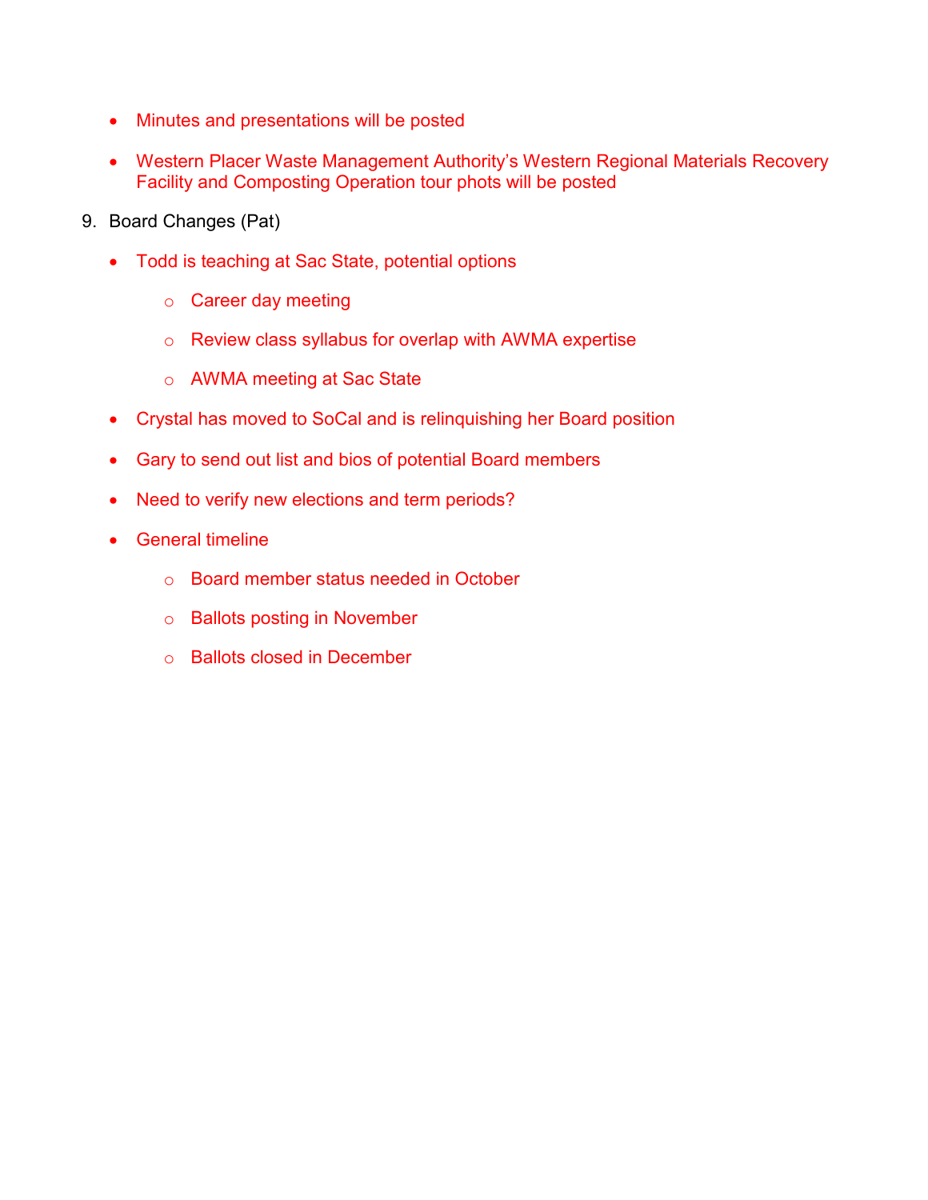- Minutes and presentations will be posted
- Western Placer Waste Management Authority's Western Regional Materials Recovery Facility and Composting Operation tour phots will be posted

9. Board Changes (Pat)
   - Todd is teaching at Sac State, potential options
     - Career day meeting
     - Review class syllabus for overlap with AWMA expertise
     - AWMA meeting at Sac State
   - Crystal has moved to SoCal and is relinquishing her Board position
   - Gary to send out list and bios of potential Board members
   - Need to verify new elections and term periods?
   - General timeline
     - Board member status needed in October
     - Ballots posting in November
     - Ballots closed in December